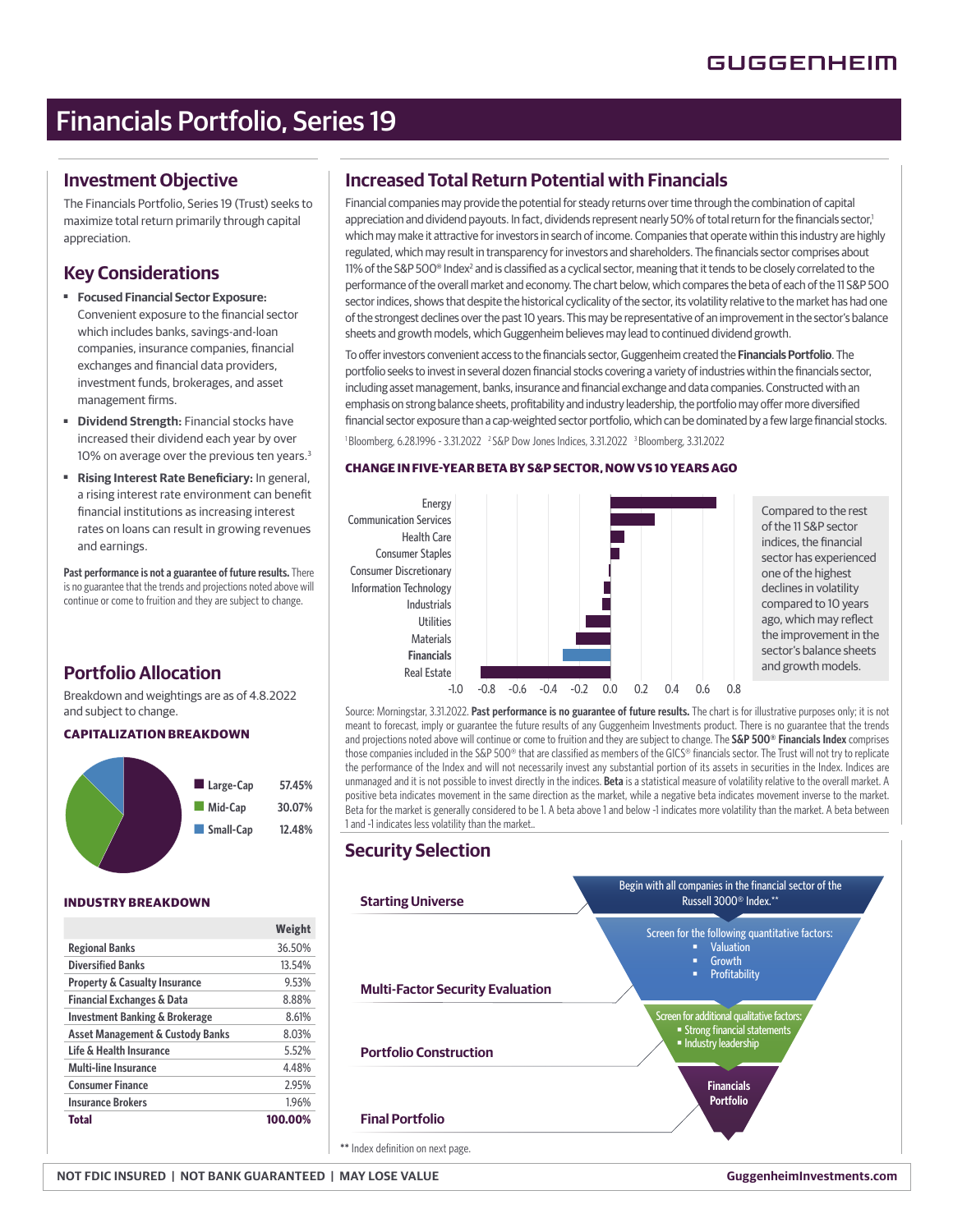# Financials Portfolio, Series 19

## Investment Objective

The Financials Portfolio, Series 19 (Trust) seeks to maximize total return primarily through capital appreciation.

## Key Considerations

- **Focused Financial Sector Exposure:** Convenient exposure to the financial sector which includes banks, savings-and-loan companies, insurance companies, financial exchanges and financial data providers, investment funds, brokerages, and asset management firms.
- **Dividend Strength:** Financial stocks have increased their dividend each year by over 10% on average over the previous ten years.[3]
- **Rising Interest Rate Beneficiary:** In general, a rising interest rate environment can benefit financial institutions as increasing interest rates on loans can result in growing revenues and earnings.

**Past performance is not a guarantee of future results.** There is no guarantee that the trends and projections noted above will continue or come to fruition and they are subject to change.

## Portfolio Allocation

Breakdown and weightings are as of 4.8.2022 and subject to change.

### CAPITALIZATION BREAKDOWN

| | |
|---|---|
| Large-Cap | 57.45% |
| Mid-Cap | 30.07% |
| Small-Cap | 12.48% |

### INDUSTRY BREAKDOWN

| | Weight |
|---|---|
| Regional Banks | 36.50% |
| Diversified Banks | 13.54% |
| Property & Casualty Insurance | 9.53% |
| Financial Exchanges & Data | 8.88% |
| Investment Banking & Brokerage | 8.61% |
| Asset Management & Custody Banks | 8.03% |
| Life & Health Insurance | 5.52% |
| Multi-line Insurance | 4.48% |
| Consumer Finance | 2.95% |
| Insurance Brokers | 1.96% |
| **Total** | **100.00%** |

## Increased Total Return Potential with Financials

Financial companies may provide the potential for steady returns over time through the combination of capital appreciation and dividend payouts. In fact, dividends represent nearly 50% of total return for the financials sector,[1] which may make it attractive for investors in search of income. Companies that operate within this industry are highly regulated, which may result in transparency for investors and shareholders. The financials sector comprises about 11% of the S&P 500® Index[2] and is classified as a cyclical sector, meaning that it tends to be closely correlated to the performance of the overall market and economy. The chart below, which compares the beta of each of the 11 S&P 500 sector indices, shows that despite the historical cyclicality of the sector, its volatility relative to the market has had one of the strongest declines over the past 10 years. This may be representative of an improvement in the sector's balance sheets and growth models, which Guggenheim believes may lead to continued dividend growth.

To offer investors convenient access to the financials sector, Guggenheim created the **Financials Portfolio**. The portfolio seeks to invest in several dozen financial stocks covering a variety of industries within the financials sector, including asset management, banks, insurance and financial exchange and data companies. Constructed with an emphasis on strong balance sheets, profitability and industry leadership, the portfolio may offer more diversified financial sector exposure than a cap-weighted sector portfolio, which can be dominated by a few large financial stocks.

[1] Bloomberg, 6.28.1996 - 3.31.2022 [2] S&P Dow Jones Indices, 3.31.2022 [3] Bloomberg, 3.31.2022

### CHANGE IN FIVE-YEAR BETA BY S&P SECTOR, NOW VS 10 YEARS AGO

Sectors shown: Energy, Communication Services, Health Care, Consumer Staples, Consumer Discretionary, Information Technology, Industrials, Utilities, Materials, **Financials**, Real Estate (axis -1.0 to 0.8)

Compared to the rest of the 11 S&P sector indices, the financial sector has experienced one of the highest declines in volatility compared to 10 years ago, which may reflect the improvement in the sector's balance sheets and growth models.

Source: Morningstar, 3.31.2022. **Past performance is no guarantee of future results.** The chart is for illustrative purposes only; it is not meant to forecast, imply or guarantee the future results of any Guggenheim Investments product. There is no guarantee that the trends and projections noted above will continue or come to fruition and they are subject to change. The **S&P 500® Financials Index** comprises those companies included in the S&P 500® that are classified as members of the GICS® financials sector. The Trust will not try to replicate the performance of the Index and will not necessarily invest any substantial portion of its assets in securities in the Index. Indices are unmanaged and it is not possible to invest directly in the indices. **Beta** is a statistical measure of volatility relative to the overall market. A positive beta indicates movement in the same direction as the market, while a negative beta indicates movement inverse to the market. Beta for the market is generally considered to be 1. A beta above 1 and below -1 indicates more volatility than the market. A beta between 1 and -1 indicates less volatility than the market..

## Security Selection

- **Starting Universe:** Begin with all companies in the financial sector of the Russell 3000® Index.**
- **Multi-Factor Security Evaluation:** Screen for the following quantitative factors:
  - Valuation
  - Growth
  - Profitability
- **Portfolio Construction:** Screen for additional qualitative factors:
  - Strong financial statements
  - Industry leadership
- **Final Portfolio:** Financials Portfolio

** Index definition on next page.

NOT FDIC INSURED | NOT BANK GUARANTEED | MAY LOSE VALUE

GuggenheimInvestments.com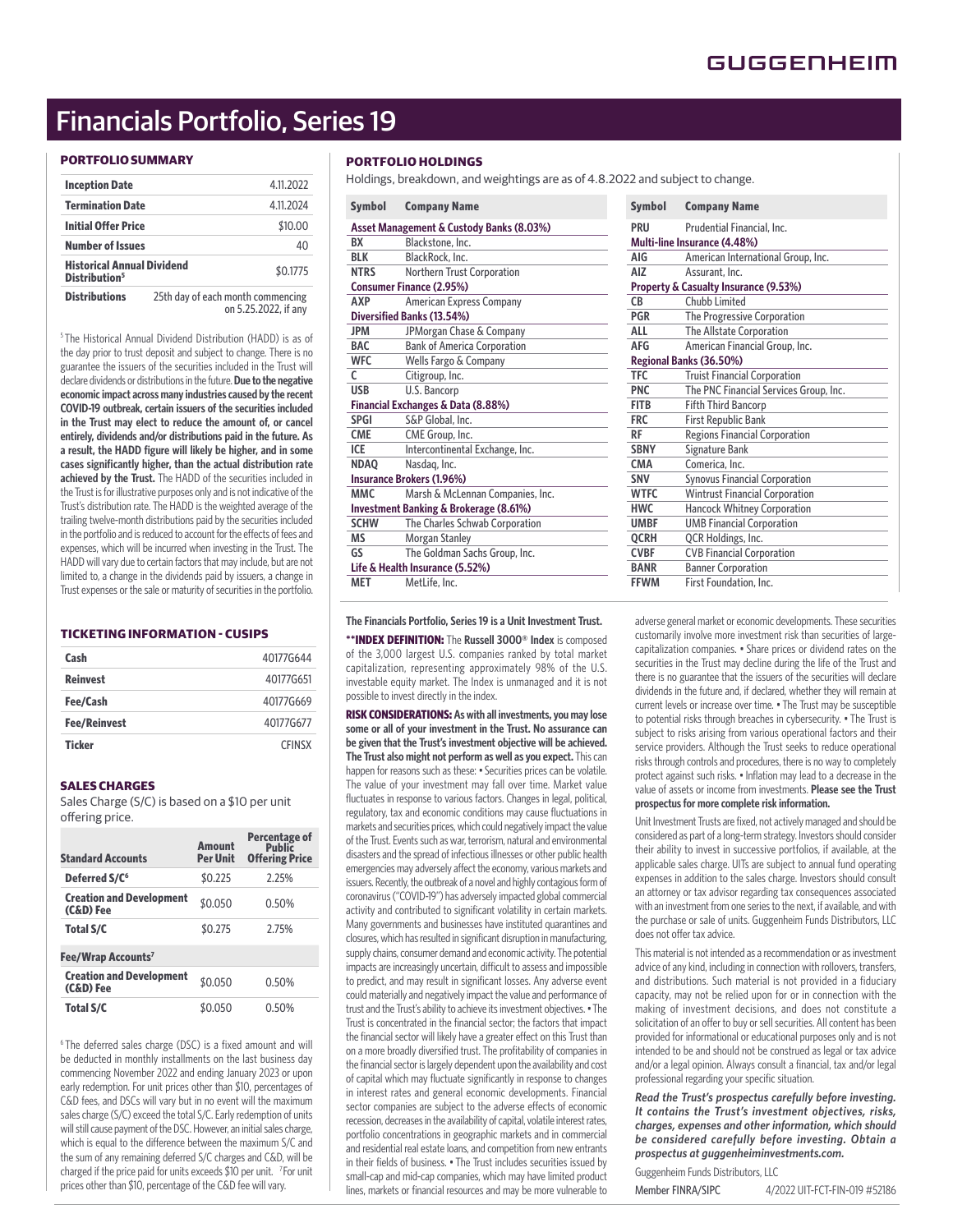# Financials Portfolio, Series 19

## PORTFOLIO SUMMARY

| | |
|---|---|
| **Inception Date** | 4.11.2022 |
| **Termination Date** | 4.11.2024 |
| **Initial Offer Price** | $10.00 |
| **Number of Issues** | 40 |
| **Historical Annual Dividend Distribution**[5] | $0.1775 |
| **Distributions** | 25th day of each month commencing on 5.25.2022, if any |

[5] The Historical Annual Dividend Distribution (HADD) is as of the day prior to trust deposit and subject to change. There is no guarantee the issuers of the securities included in the Trust will declare dividends or distributions in the future. **Due to the negative economic impact across many industries caused by the recent COVID-19 outbreak, certain issuers of the securities included in the Trust may elect to reduce the amount of, or cancel entirely, dividends and/or distributions paid in the future. As a result, the HADD figure will likely be higher, and in some cases significantly higher, than the actual distribution rate achieved by the Trust.** The HADD of the securities included in the Trust is for illustrative purposes only and is not indicative of the Trust's distribution rate. The HADD is the weighted average of the trailing twelve-month distributions paid by the securities included in the portfolio and is reduced to account for the effects of fees and expenses, which will be incurred when investing in the Trust. The HADD will vary due to certain factors that may include, but are not limited to, a change in the dividends paid by issuers, a change in Trust expenses or the sale or maturity of securities in the portfolio.

## TICKETING INFORMATION - CUSIPS

| | |
|---|---|
| **Cash** | 40177G644 |
| **Reinvest** | 40177G651 |
| **Fee/Cash** | 40177G669 |
| **Fee/Reinvest** | 40177G677 |
| **Ticker** | CFINSX |

## SALES CHARGES

Sales Charge (S/C) is based on a $10 per unit offering price.

| Standard Accounts | Amount Per Unit | Percentage of Public Offering Price |
|---|---|---|
| **Deferred S/C**[6] | $0.225 | 2.25% |
| **Creation and Development (C&D) Fee** | $0.050 | 0.50% |
| **Total S/C** | $0.275 | 2.75% |
| **Fee/Wrap Accounts**[7] | | |
| **Creation and Development (C&D) Fee** | $0.050 | 0.50% |
| **Total S/C** | $0.050 | 0.50% |

[6] The deferred sales charge (DSC) is a fixed amount and will be deducted in monthly installments on the last business day commencing November 2022 and ending January 2023 or upon early redemption. For unit prices other than $10, percentages of C&D fees, and DSCs will vary but in no event will the maximum sales charge (S/C) exceed the total S/C. Early redemption of units will still cause payment of the DSC. However, an initial sales charge, which is equal to the difference between the maximum S/C and the sum of any remaining deferred S/C charges and C&D, will be charged if the price paid for units exceeds $10 per unit. [7] For unit prices other than $10, percentage of the C&D fee will vary.

## PORTFOLIO HOLDINGS

Holdings, breakdown, and weightings are as of 4.8.2022 and subject to change.

| Symbol | Company Name |
|---|---|
| **Asset Management & Custody Banks (8.03%)** | |
| BX | Blackstone, Inc. |
| BLK | BlackRock, Inc. |
| NTRS | Northern Trust Corporation |
| **Consumer Finance (2.95%)** | |
| AXP | American Express Company |
| **Diversified Banks (13.54%)** | |
| JPM | JPMorgan Chase & Company |
| BAC | Bank of America Corporation |
| WFC | Wells Fargo & Company |
| C | Citigroup, Inc. |
| USB | U.S. Bancorp |
| **Financial Exchanges & Data (8.88%)** | |
| SPGI | S&P Global, Inc. |
| CME | CME Group, Inc. |
| ICE | Intercontinental Exchange, Inc. |
| NDAQ | Nasdaq, Inc. |
| **Insurance Brokers (1.96%)** | |
| MMC | Marsh & McLennan Companies, Inc. |
| **Investment Banking & Brokerage (8.61%)** | |
| SCHW | The Charles Schwab Corporation |
| MS | Morgan Stanley |
| GS | The Goldman Sachs Group, Inc. |
| **Life & Health Insurance (5.52%)** | |
| MET | MetLife, Inc. |
| PRU | Prudential Financial, Inc. |
| **Multi-line Insurance (4.48%)** | |
| AIG | American International Group, Inc. |
| AIZ | Assurant, Inc. |
| **Property & Casualty Insurance (9.53%)** | |
| CB | Chubb Limited |
| PGR | The Progressive Corporation |
| ALL | The Allstate Corporation |
| AFG | American Financial Group, Inc. |
| **Regional Banks (36.50%)** | |
| TFC | Truist Financial Corporation |
| PNC | The PNC Financial Services Group, Inc. |
| FITB | Fifth Third Bancorp |
| FRC | First Republic Bank |
| RF | Regions Financial Corporation |
| SBNY | Signature Bank |
| CMA | Comerica, Inc. |
| SNV | Synovus Financial Corporation |
| WTFC | Wintrust Financial Corporation |
| HWC | Hancock Whitney Corporation |
| UMBF | UMB Financial Corporation |
| QCRH | QCR Holdings, Inc. |
| CVBF | CVB Financial Corporation |
| BANR | Banner Corporation |
| FFWM | First Foundation, Inc. |

**The Financials Portfolio, Series 19 is a Unit Investment Trust.**

****INDEX DEFINITION:** The **Russell 3000® Index** is composed of the 3,000 largest U.S. companies ranked by total market capitalization, representing approximately 98% of the U.S. investable equity market. The Index is unmanaged and it is not possible to invest directly in the index.

**RISK CONSIDERATIONS: As with all investments, you may lose some or all of your investment in the Trust. No assurance can be given that the Trust's investment objective will be achieved. The Trust also might not perform as well as you expect.** This can happen for reasons such as these: • Securities prices can be volatile. The value of your investment may fall over time. Market value fluctuates in response to various factors. Changes in legal, political, regulatory, tax and economic conditions may cause fluctuations in markets and securities prices, which could negatively impact the value of the Trust. Events such as war, terrorism, natural and environmental disasters and the spread of infectious illnesses or other public health emergencies may adversely affect the economy, various markets and issuers. Recently, the outbreak of a novel and highly contagious form of coronavirus ("COVID-19") has adversely impacted global commercial activity and contributed to significant volatility in certain markets. Many governments and businesses have instituted quarantines and closures, which has resulted in significant disruption in manufacturing, supply chains, consumer demand and economic activity. The potential impacts are increasingly uncertain, difficult to assess and impossible to predict, and may result in significant losses. Any adverse event could materially and negatively impact the value and performance of trust and the Trust's ability to achieve its investment objectives. • The Trust is concentrated in the financial sector; the factors that impact the financial sector will likely have a greater effect on this Trust than on a more broadly diversified trust. The profitability of companies in the financial sector is largely dependent upon the availability and cost of capital which may fluctuate significantly in response to changes in interest rates and general economic developments. Financial sector companies are subject to the adverse effects of economic recession, decreases in the availability of capital, volatile interest rates, portfolio concentrations in geographic markets and in commercial and residential real estate loans, and competition from new entrants in their fields of business. • The Trust includes securities issued by small-cap and mid-cap companies, which may have limited product lines, markets or financial resources and may be more vulnerable to adverse general market or economic developments. These securities customarily involve more investment risk than securities of large-capitalization companies. • Share prices or dividend rates on the securities in the Trust may decline during the life of the Trust and there is no guarantee that the issuers of the securities will declare dividends in the future and, if declared, whether they will remain at current levels or increase over time. • The Trust may be susceptible to potential risks through breaches in cybersecurity. • The Trust is subject to risks arising from various operational factors and their service providers. Although the Trust seeks to reduce operational risks through controls and procedures, there is no way to completely protect against such risks. • Inflation may lead to a decrease in the value of assets or income from investments. **Please see the Trust prospectus for more complete risk information.**

Unit Investment Trusts are fixed, not actively managed and should be considered as part of a long-term strategy. Investors should consider their ability to invest in successive portfolios, if available, at the applicable sales charge. UITs are subject to annual fund operating expenses in addition to the sales charge. Investors should consult an attorney or tax advisor regarding tax consequences associated with an investment from one series to the next, if available, and with the purchase or sale of units. Guggenheim Funds Distributors, LLC does not offer tax advice.

This material is not intended as a recommendation or as investment advice of any kind, including in connection with rollovers, transfers, and distributions. Such material is not provided in a fiduciary capacity, may not be relied upon for or in connection with the making of investment decisions, and does not constitute a solicitation of an offer to buy or sell securities. All content has been provided for informational or educational purposes only and is not intended to be and should not be construed as legal or tax advice and/or a legal opinion. Always consult a financial, tax and/or legal professional regarding your specific situation.

***Read the Trust's prospectus carefully before investing. It contains the Trust's investment objectives, risks, charges, expenses and other information, which should be considered carefully before investing. Obtain a prospectus at guggenheiminvestments.com.***

Guggenheim Funds Distributors, LLC

Member FINRA/SIPC 4/2022 UIT-FCT-FIN-019 #52186